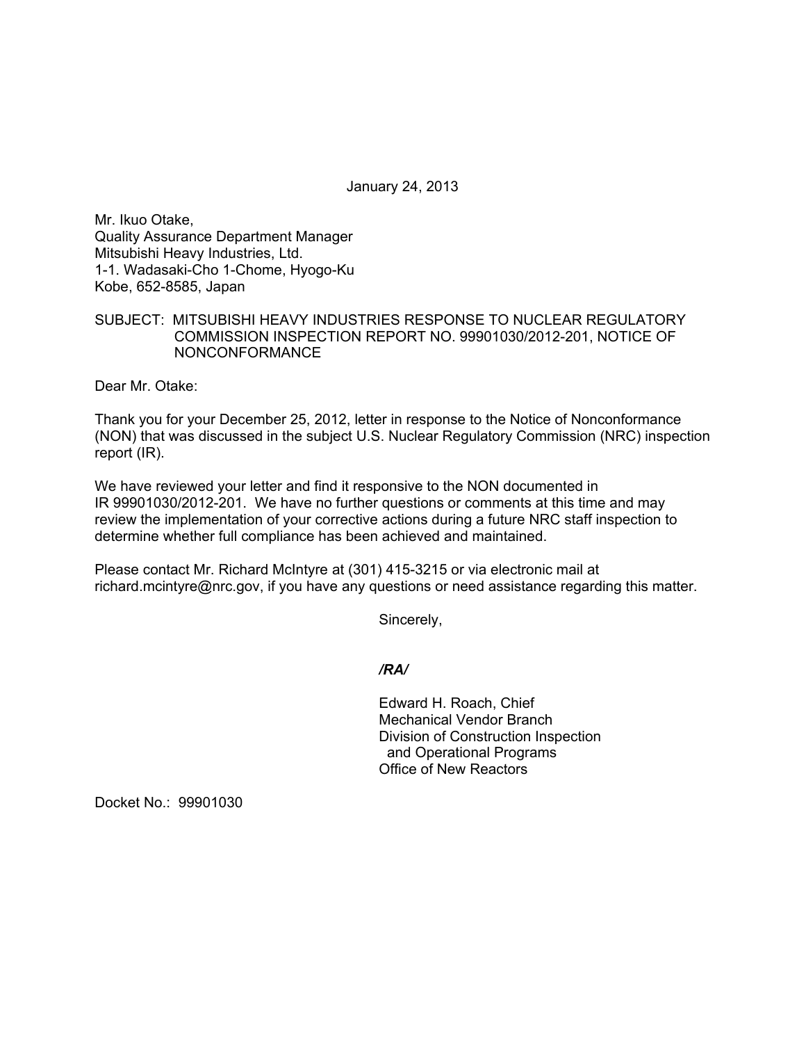January 24, 2013

Mr. Ikuo Otake,
Quality Assurance Department Manager
Mitsubishi Heavy Industries, Ltd.
1-1. Wadasaki-Cho 1-Chome, Hyogo-Ku
Kobe, 652-8585, Japan

SUBJECT: MITSUBISHI HEAVY INDUSTRIES RESPONSE TO NUCLEAR REGULATORY COMMISSION INSPECTION REPORT NO. 99901030/2012-201, NOTICE OF NONCONFORMANCE

Dear Mr. Otake:

Thank you for your December 25, 2012, letter in response to the Notice of Nonconformance (NON) that was discussed in the subject U.S. Nuclear Regulatory Commission (NRC) inspection report (IR).

We have reviewed your letter and find it responsive to the NON documented in IR 99901030/2012-201. We have no further questions or comments at this time and may review the implementation of your corrective actions during a future NRC staff inspection to determine whether full compliance has been achieved and maintained.

Please contact Mr. Richard McIntyre at (301) 415-3215 or via electronic mail at richard.mcintyre@nrc.gov, if you have any questions or need assistance regarding this matter.

Sincerely,

*/RA/*

Edward H. Roach, Chief
Mechanical Vendor Branch
Division of Construction Inspection
and Operational Programs
Office of New Reactors

Docket No.: 99901030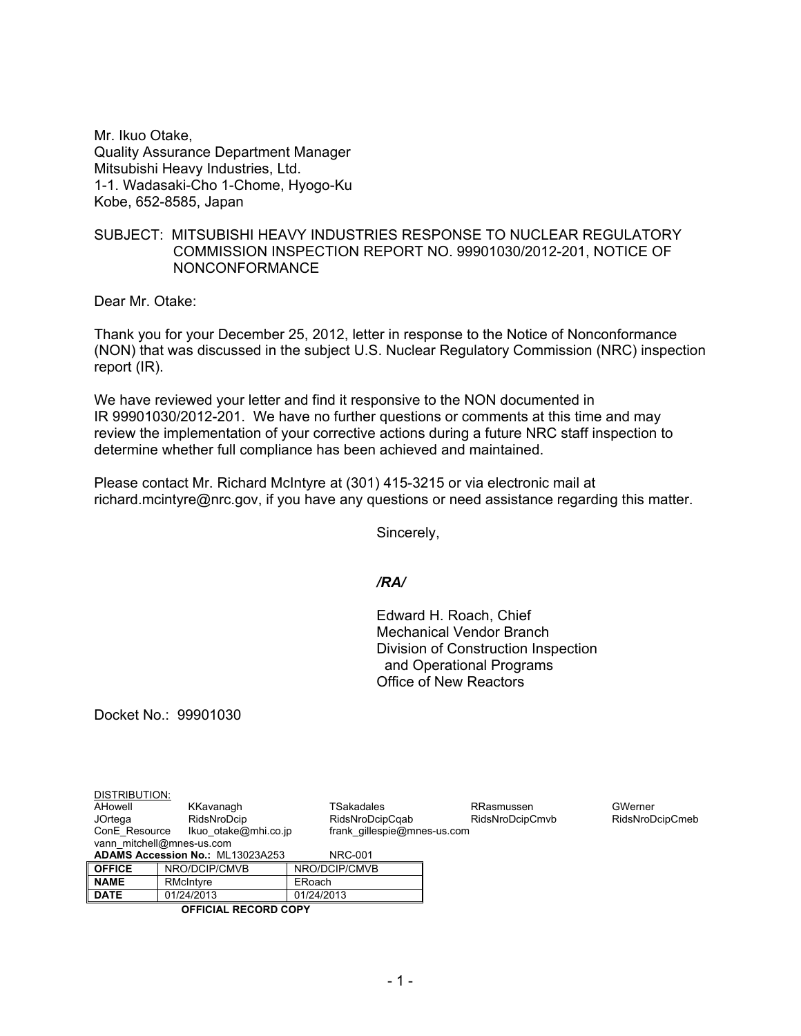Mr. Ikuo Otake,
Quality Assurance Department Manager
Mitsubishi Heavy Industries, Ltd.
1-1. Wadasaki-Cho 1-Chome, Hyogo-Ku
Kobe, 652-8585, Japan

SUBJECT: MITSUBISHI HEAVY INDUSTRIES RESPONSE TO NUCLEAR REGULATORY COMMISSION INSPECTION REPORT NO. 99901030/2012-201, NOTICE OF NONCONFORMANCE

Dear Mr. Otake:

Thank you for your December 25, 2012, letter in response to the Notice of Nonconformance (NON) that was discussed in the subject U.S. Nuclear Regulatory Commission (NRC) inspection report (IR).

We have reviewed your letter and find it responsive to the NON documented in IR 99901030/2012-201. We have no further questions or comments at this time and may review the implementation of your corrective actions during a future NRC staff inspection to determine whether full compliance has been achieved and maintained.

Please contact Mr. Richard McIntyre at (301) 415-3215 or via electronic mail at richard.mcintyre@nrc.gov, if you have any questions or need assistance regarding this matter.

Sincerely,

*/RA/*

Edward H. Roach, Chief
Mechanical Vendor Branch
Division of Construction Inspection
and Operational Programs
Office of New Reactors

Docket No.: 99901030

DISTRIBUTION:

| | | | | |
|---|---|---|---|---|
| AHowell | KKavanagh | TSakadales | RRasmussen | GWerner |
| JOrtega | RidsNroDcip | RidsNroDcipCqab | RidsNroDcipCmvb | RidsNroDcipCmeb |
| ConE_Resource | Ikuo_otake@mhi.co.jp | frank_gillespie@mnes-us.com | | |
| vann_mitchell@mnes-us.com | | | | |

**ADAMS Accession No.:** ML13023A253 NRC-001

| **OFFICE** | NRO/DCIP/CMVB | NRO/DCIP/CMVB |
|---|---|---|
| **NAME** | RMcIntyre | ERoach |
| **DATE** | 01/24/2013 | 01/24/2013 |

**OFFICIAL RECORD COPY**